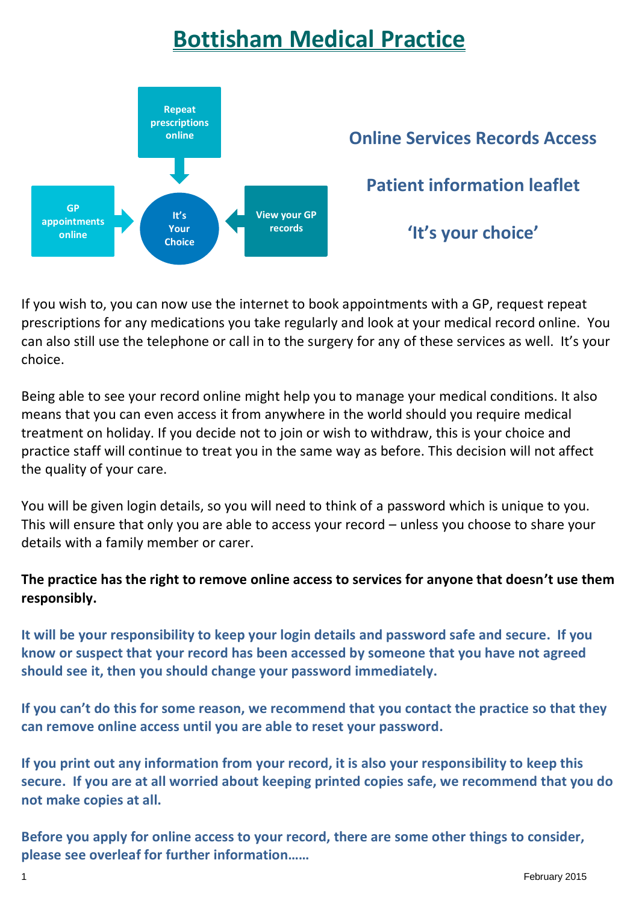# Bottisham Medical Practice

Repeat prescriptions online

GP appointments online

It's Your Choice

View your GP records

## Online Services Records Access

## Patient information leaflet

## 'It's your choice'

If you wish to, you can now use the internet to book appointments with a GP, request repeat prescriptions for any medications you take regularly and look at your medical record online. You can also still use the telephone or call in to the surgery for any of these services as well. It's your choice.

Being able to see your record online might help you to manage your medical conditions. It also means that you can even access it from anywhere in the world should you require medical treatment on holiday. If you decide not to join or wish to withdraw, this is your choice and practice staff will continue to treat you in the same way as before. This decision will not affect the quality of your care.

You will be given login details, so you will need to think of a password which is unique to you. This will ensure that only you are able to access your record – unless you choose to share your details with a family member or carer.

**The practice has the right to remove online access to services for anyone that doesn't use them responsibly.**

**It will be your responsibility to keep your login details and password safe and secure. If you know or suspect that your record has been accessed by someone that you have not agreed should see it, then you should change your password immediately.**

**If you can't do this for some reason, we recommend that you contact the practice so that they can remove online access until you are able to reset your password.**

**If you print out any information from your record, it is also your responsibility to keep this secure. If you are at all worried about keeping printed copies safe, we recommend that you do not make copies at all.**

**Before you apply for online access to your record, there are some other things to consider, please see overleaf for further information……**

February 2015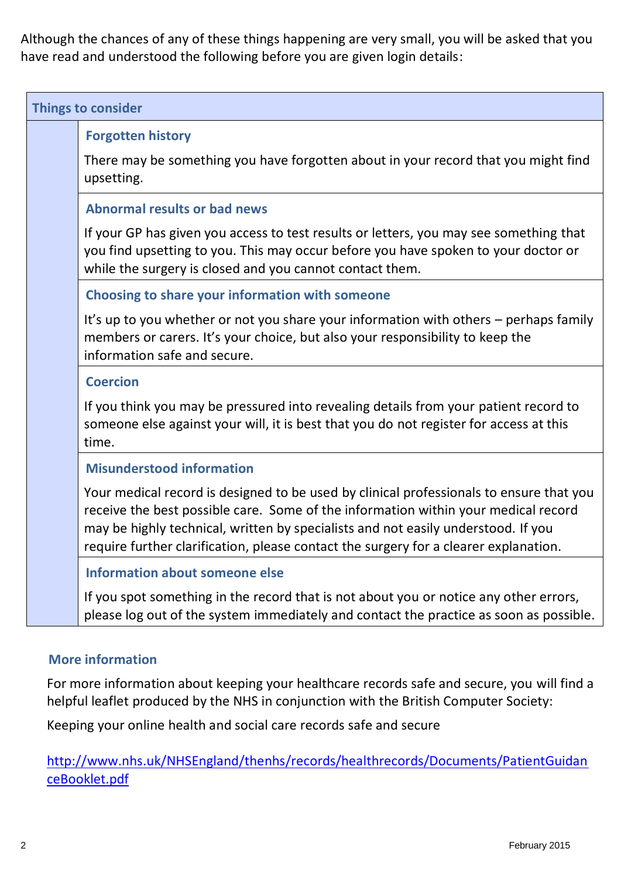Although the chances of any of these things happening are very small, you will be asked that you have read and understood the following before you are given login details:

## Things to consider

### Forgotten history

There may be something you have forgotten about in your record that you might find upsetting.

### Abnormal results or bad news

If your GP has given you access to test results or letters, you may see something that you find upsetting to you. This may occur before you have spoken to your doctor or while the surgery is closed and you cannot contact them.

### Choosing to share your information with someone

It's up to you whether or not you share your information with others – perhaps family members or carers. It's your choice, but also your responsibility to keep the information safe and secure.

### Coercion

If you think you may be pressured into revealing details from your patient record to someone else against your will, it is best that you do not register for access at this time.

### Misunderstood information

Your medical record is designed to be used by clinical professionals to ensure that you receive the best possible care. Some of the information within your medical record may be highly technical, written by specialists and not easily understood. If you require further clarification, please contact the surgery for a clearer explanation.

### Information about someone else

If you spot something in the record that is not about you or notice any other errors, please log out of the system immediately and contact the practice as soon as possible.

## More information

For more information about keeping your healthcare records safe and secure, you will find a helpful leaflet produced by the NHS in conjunction with the British Computer Society:

Keeping your online health and social care records safe and secure

http://www.nhs.uk/NHSEngland/thenhs/records/healthrecords/Documents/PatientGuidanceBooklet.pdf

February 2015